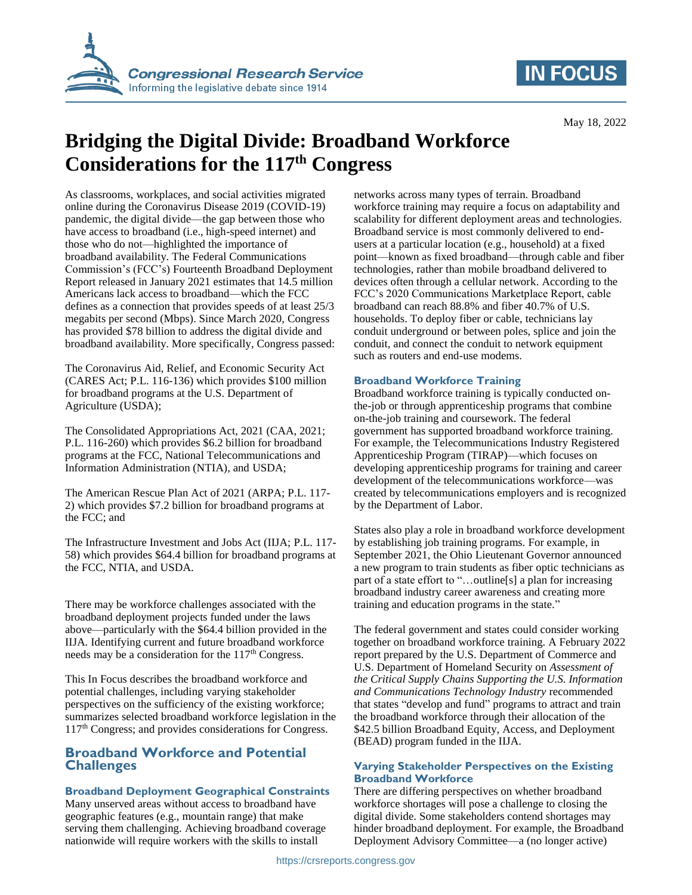May 18, 2022

# Bridging the Digital Divide: Broadband Workforce Considerations for the 117th Congress

As classrooms, workplaces, and social activities migrated online during the Coronavirus Disease 2019 (COVID-19) pandemic, the digital divide—the gap between those who have access to broadband (i.e., high-speed internet) and those who do not—highlighted the importance of broadband availability. The Federal Communications Commission's (FCC's) Fourteenth Broadband Deployment Report released in January 2021 estimates that 14.5 million Americans lack access to broadband—which the FCC defines as a connection that provides speeds of at least 25/3 megabits per second (Mbps). Since March 2020, Congress has provided $78 billion to address the digital divide and broadband availability. More specifically, Congress passed:

The Coronavirus Aid, Relief, and Economic Security Act (CARES Act; P.L. 116-136) which provides $100 million for broadband programs at the U.S. Department of Agriculture (USDA);

The Consolidated Appropriations Act, 2021 (CAA, 2021; P.L. 116-260) which provides $6.2 billion for broadband programs at the FCC, National Telecommunications and Information Administration (NTIA), and USDA;

The American Rescue Plan Act of 2021 (ARPA; P.L. 117-2) which provides $7.2 billion for broadband programs at the FCC; and

The Infrastructure Investment and Jobs Act (IIJA; P.L. 117-58) which provides $64.4 billion for broadband programs at the FCC, NTIA, and USDA.

There may be workforce challenges associated with the broadband deployment projects funded under the laws above—particularly with the $64.4 billion provided in the IIJA. Identifying current and future broadband workforce needs may be a consideration for the 117th Congress.

This In Focus describes the broadband workforce and potential challenges, including varying stakeholder perspectives on the sufficiency of the existing workforce; summarizes selected broadband workforce legislation in the 117th Congress; and provides considerations for Congress.

## Broadband Workforce and Potential Challenges

### Broadband Deployment Geographical Constraints

Many unserved areas without access to broadband have geographic features (e.g., mountain range) that make serving them challenging. Achieving broadband coverage nationwide will require workers with the skills to install networks across many types of terrain. Broadband workforce training may require a focus on adaptability and scalability for different deployment areas and technologies. Broadband service is most commonly delivered to end-users at a particular location (e.g., household) at a fixed point—known as fixed broadband—through cable and fiber technologies, rather than mobile broadband delivered to devices often through a cellular network. According to the FCC's 2020 Communications Marketplace Report, cable broadband can reach 88.8% and fiber 40.7% of U.S. households. To deploy fiber or cable, technicians lay conduit underground or between poles, splice and join the conduit, and connect the conduit to network equipment such as routers and end-use modems.

### Broadband Workforce Training

Broadband workforce training is typically conducted on-the-job or through apprenticeship programs that combine on-the-job training and coursework. The federal government has supported broadband workforce training. For example, the Telecommunications Industry Registered Apprenticeship Program (TIRAP)—which focuses on developing apprenticeship programs for training and career development of the telecommunications workforce—was created by telecommunications employers and is recognized by the Department of Labor.

States also play a role in broadband workforce development by establishing job training programs. For example, in September 2021, the Ohio Lieutenant Governor announced a new program to train students as fiber optic technicians as part of a state effort to "…outline[s] a plan for increasing broadband industry career awareness and creating more training and education programs in the state."

The federal government and states could consider working together on broadband workforce training. A February 2022 report prepared by the U.S. Department of Commerce and U.S. Department of Homeland Security on *Assessment of the Critical Supply Chains Supporting the U.S. Information and Communications Technology Industry* recommended that states "develop and fund" programs to attract and train the broadband workforce through their allocation of the $42.5 billion Broadband Equity, Access, and Deployment (BEAD) program funded in the IIJA.

### Varying Stakeholder Perspectives on the Existing Broadband Workforce

There are differing perspectives on whether broadband workforce shortages will pose a challenge to closing the digital divide. Some stakeholders contend shortages may hinder broadband deployment. For example, the Broadband Deployment Advisory Committee—a (no longer active)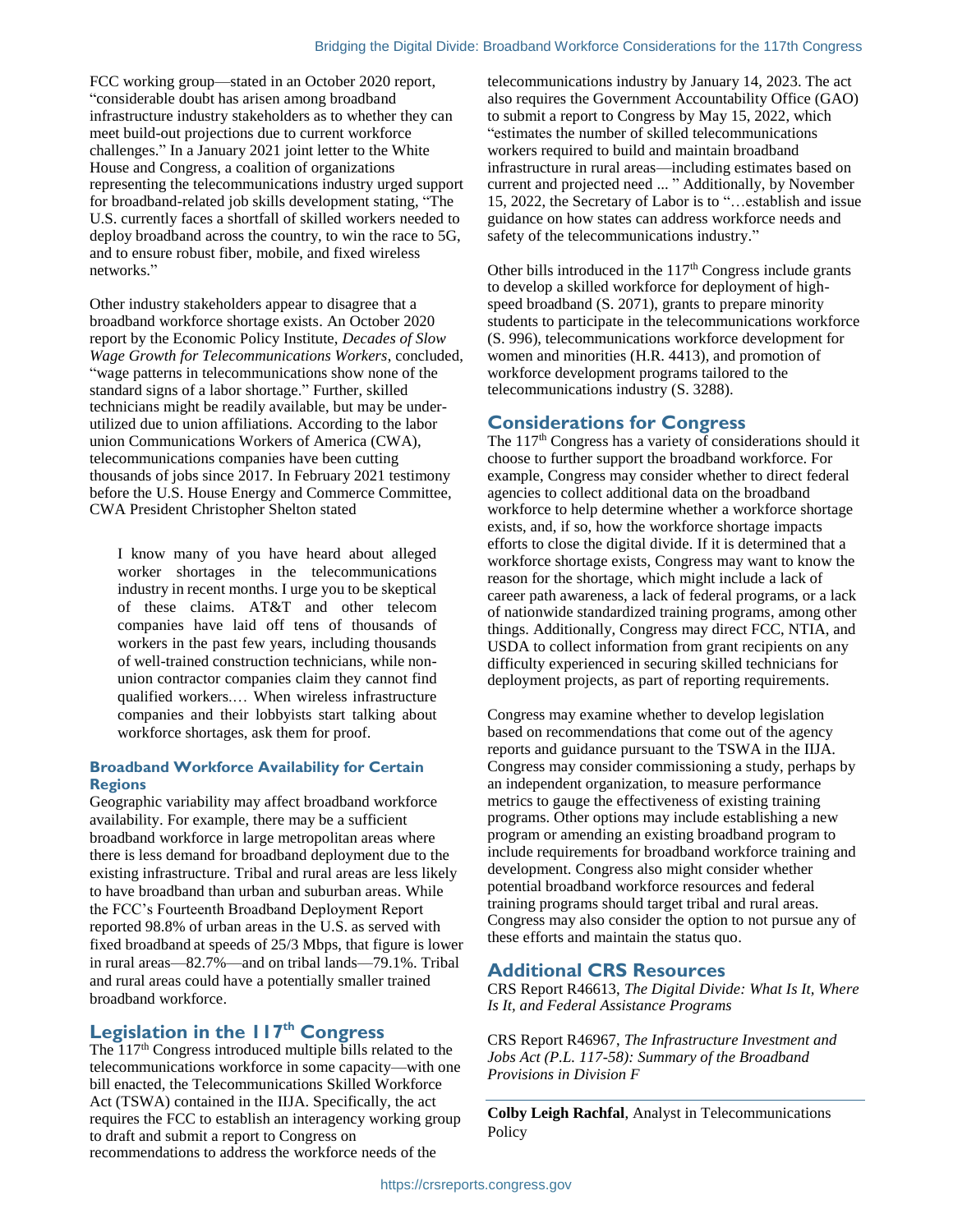FCC working group—stated in an October 2020 report, "considerable doubt has arisen among broadband infrastructure industry stakeholders as to whether they can meet build-out projections due to current workforce challenges." In a January 2021 joint letter to the White House and Congress, a coalition of organizations representing the telecommunications industry urged support for broadband-related job skills development stating, "The U.S. currently faces a shortfall of skilled workers needed to deploy broadband across the country, to win the race to 5G, and to ensure robust fiber, mobile, and fixed wireless networks."

Other industry stakeholders appear to disagree that a broadband workforce shortage exists. An October 2020 report by the Economic Policy Institute, *Decades of Slow Wage Growth for Telecommunications Workers*, concluded, "wage patterns in telecommunications show none of the standard signs of a labor shortage." Further, skilled technicians might be readily available, but may be under-utilized due to union affiliations. According to the labor union Communications Workers of America (CWA), telecommunications companies have been cutting thousands of jobs since 2017. In February 2021 testimony before the U.S. House Energy and Commerce Committee, CWA President Christopher Shelton stated

> I know many of you have heard about alleged worker shortages in the telecommunications industry in recent months. I urge you to be skeptical of these claims. AT&T and other telecom companies have laid off tens of thousands of workers in the past few years, including thousands of well-trained construction technicians, while non-union contractor companies claim they cannot find qualified workers.… When wireless infrastructure companies and their lobbyists start talking about workforce shortages, ask them for proof.

### Broadband Workforce Availability for Certain Regions

Geographic variability may affect broadband workforce availability. For example, there may be a sufficient broadband workforce in large metropolitan areas where there is less demand for broadband deployment due to the existing infrastructure. Tribal and rural areas are less likely to have broadband than urban and suburban areas. While the FCC's Fourteenth Broadband Deployment Report reported 98.8% of urban areas in the U.S. as served with fixed broadband at speeds of 25/3 Mbps, that figure is lower in rural areas—82.7%—and on tribal lands—79.1%. Tribal and rural areas could have a potentially smaller trained broadband workforce.

## Legislation in the 117th Congress

The 117th Congress introduced multiple bills related to the telecommunications workforce in some capacity—with one bill enacted, the Telecommunications Skilled Workforce Act (TSWA) contained in the IIJA. Specifically, the act requires the FCC to establish an interagency working group to draft and submit a report to Congress on recommendations to address the workforce needs of the telecommunications industry by January 14, 2023. The act also requires the Government Accountability Office (GAO) to submit a report to Congress by May 15, 2022, which "estimates the number of skilled telecommunications workers required to build and maintain broadband infrastructure in rural areas—including estimates based on current and projected need ... " Additionally, by November 15, 2022, the Secretary of Labor is to "…establish and issue guidance on how states can address workforce needs and safety of the telecommunications industry."

Other bills introduced in the 117th Congress include grants to develop a skilled workforce for deployment of high-speed broadband (S. 2071), grants to prepare minority students to participate in the telecommunications workforce (S. 996), telecommunications workforce development for women and minorities (H.R. 4413), and promotion of workforce development programs tailored to the telecommunications industry (S. 3288).

## Considerations for Congress

The 117th Congress has a variety of considerations should it choose to further support the broadband workforce. For example, Congress may consider whether to direct federal agencies to collect additional data on the broadband workforce to help determine whether a workforce shortage exists, and, if so, how the workforce shortage impacts efforts to close the digital divide. If it is determined that a workforce shortage exists, Congress may want to know the reason for the shortage, which might include a lack of career path awareness, a lack of federal programs, or a lack of nationwide standardized training programs, among other things. Additionally, Congress may direct FCC, NTIA, and USDA to collect information from grant recipients on any difficulty experienced in securing skilled technicians for deployment projects, as part of reporting requirements.

Congress may examine whether to develop legislation based on recommendations that come out of the agency reports and guidance pursuant to the TSWA in the IIJA. Congress may consider commissioning a study, perhaps by an independent organization, to measure performance metrics to gauge the effectiveness of existing training programs. Other options may include establishing a new program or amending an existing broadband program to include requirements for broadband workforce training and development. Congress also might consider whether potential broadband workforce resources and federal training programs should target tribal and rural areas. Congress may also consider the option to not pursue any of these efforts and maintain the status quo.

## Additional CRS Resources

CRS Report R46613, *The Digital Divide: What Is It, Where Is It, and Federal Assistance Programs*

CRS Report R46967, *The Infrastructure Investment and Jobs Act (P.L. 117-58): Summary of the Broadband Provisions in Division F*

---

**Colby Leigh Rachfal**, Analyst in Telecommunications Policy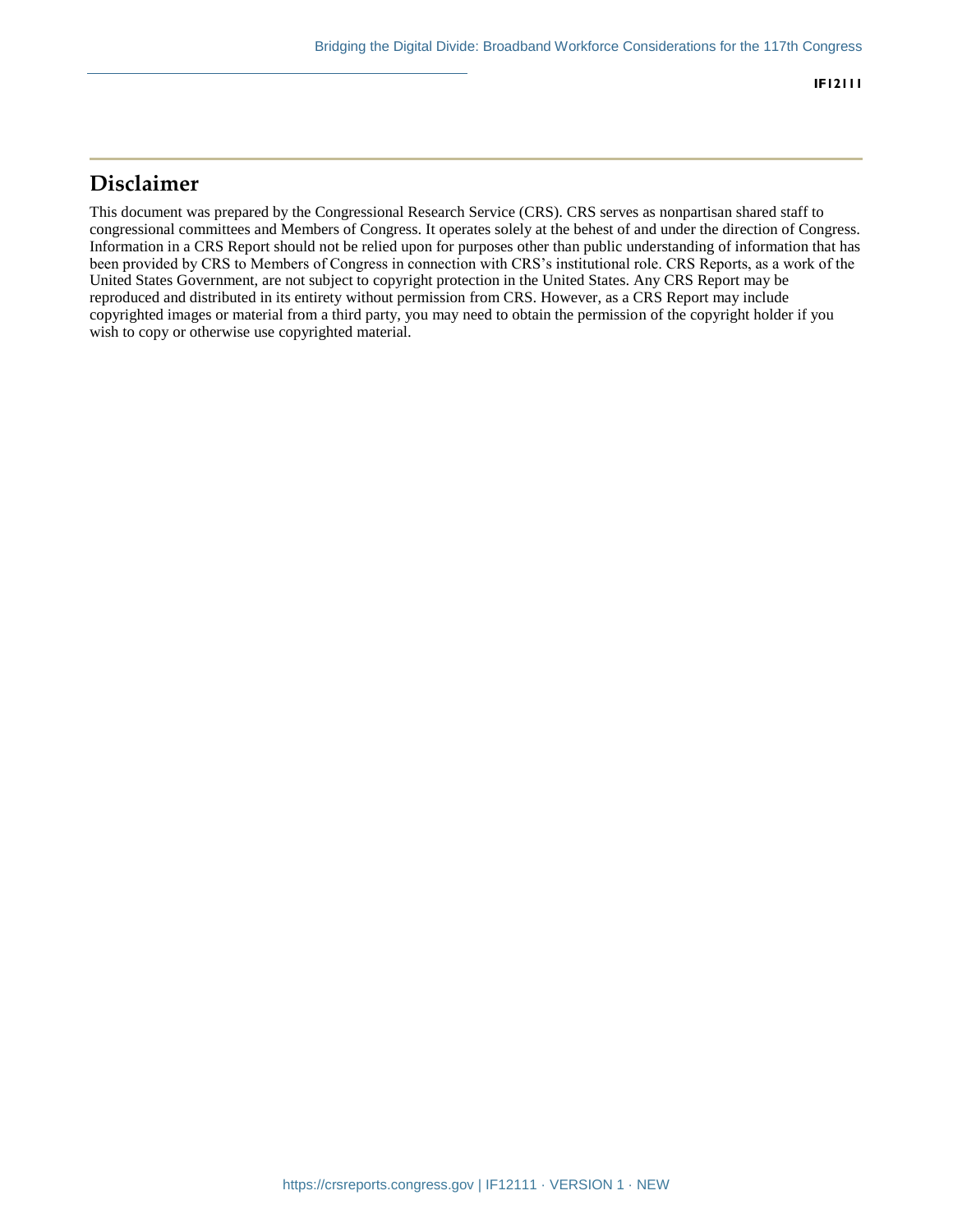## Disclaimer

This document was prepared by the Congressional Research Service (CRS). CRS serves as nonpartisan shared staff to congressional committees and Members of Congress. It operates solely at the behest of and under the direction of Congress. Information in a CRS Report should not be relied upon for purposes other than public understanding of information that has been provided by CRS to Members of Congress in connection with CRS's institutional role. CRS Reports, as a work of the United States Government, are not subject to copyright protection in the United States. Any CRS Report may be reproduced and distributed in its entirety without permission from CRS. However, as a CRS Report may include copyrighted images or material from a third party, you may need to obtain the permission of the copyright holder if you wish to copy or otherwise use copyrighted material.